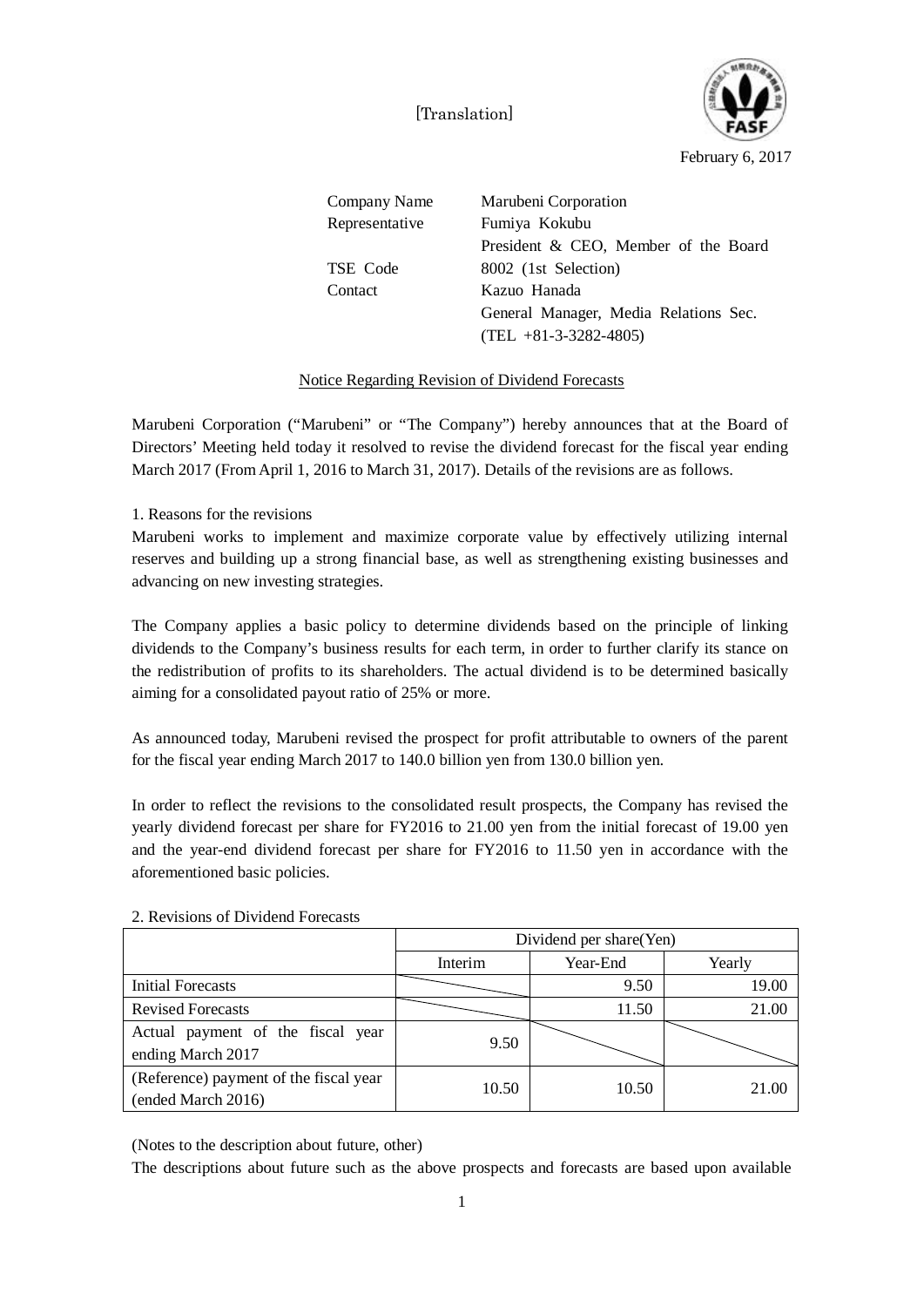[Translation]

February 6, 2017

Company Name Marubeni Corporation
Representative Fumiya Kokubu
President & CEO, Member of the Board
TSE Code 8002 (1st Selection)
Contact Kazuo Hanada
General Manager, Media Relations Sec.
(TEL +81-3-3282-4805)

## Notice Regarding Revision of Dividend Forecasts

Marubeni Corporation ("Marubeni" or "The Company") hereby announces that at the Board of Directors' Meeting held today it resolved to revise the dividend forecast for the fiscal year ending March 2017 (From April 1, 2016 to March 31, 2017). Details of the revisions are as follows.

1. Reasons for the revisions

Marubeni works to implement and maximize corporate value by effectively utilizing internal reserves and building up a strong financial base, as well as strengthening existing businesses and advancing on new investing strategies.

The Company applies a basic policy to determine dividends based on the principle of linking dividends to the Company's business results for each term, in order to further clarify its stance on the redistribution of profits to its shareholders. The actual dividend is to be determined basically aiming for a consolidated payout ratio of 25% or more.

As announced today, Marubeni revised the prospect for profit attributable to owners of the parent for the fiscal year ending March 2017 to 140.0 billion yen from 130.0 billion yen.

In order to reflect the revisions to the consolidated result prospects, the Company has revised the yearly dividend forecast per share for FY2016 to 21.00 yen from the initial forecast of 19.00 yen and the year-end dividend forecast per share for FY2016 to 11.50 yen in accordance with the aforementioned basic policies.

2. Revisions of Dividend Forecasts

| | Dividend per share(Yen) | | |
|---|---|---|---|
| | Interim | Year-End | Yearly |
| Initial Forecasts | | 9.50 | 19.00 |
| Revised Forecasts | | 11.50 | 21.00 |
| Actual payment of the fiscal year ending March 2017 | 9.50 | | |
| (Reference) payment of the fiscal year (ended March 2016) | 10.50 | 10.50 | 21.00 |

(Notes to the description about future, other)

The descriptions about future such as the above prospects and forecasts are based upon available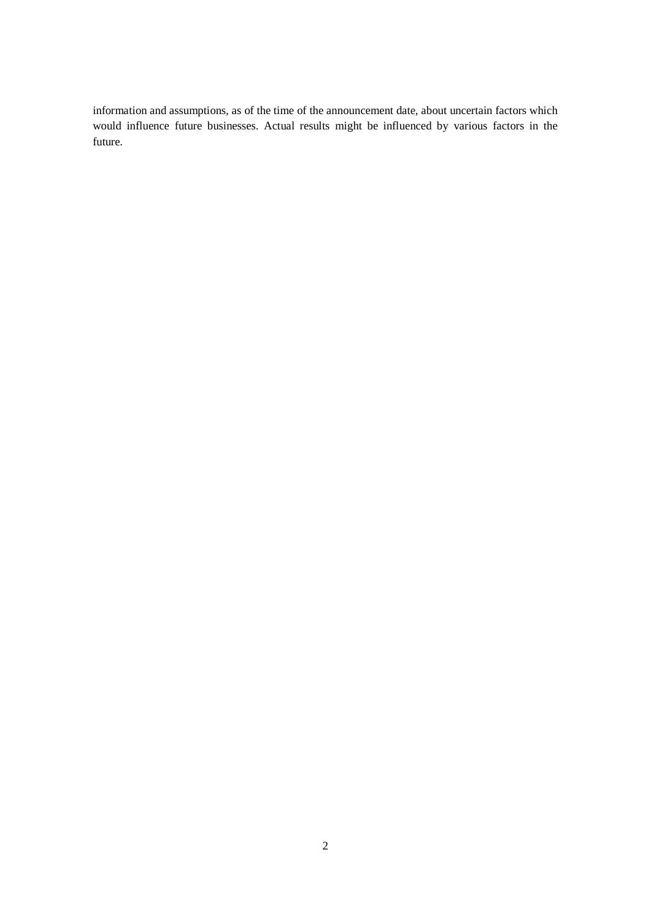information and assumptions, as of the time of the announcement date, about uncertain factors which would influence future businesses. Actual results might be influenced by various factors in the future.